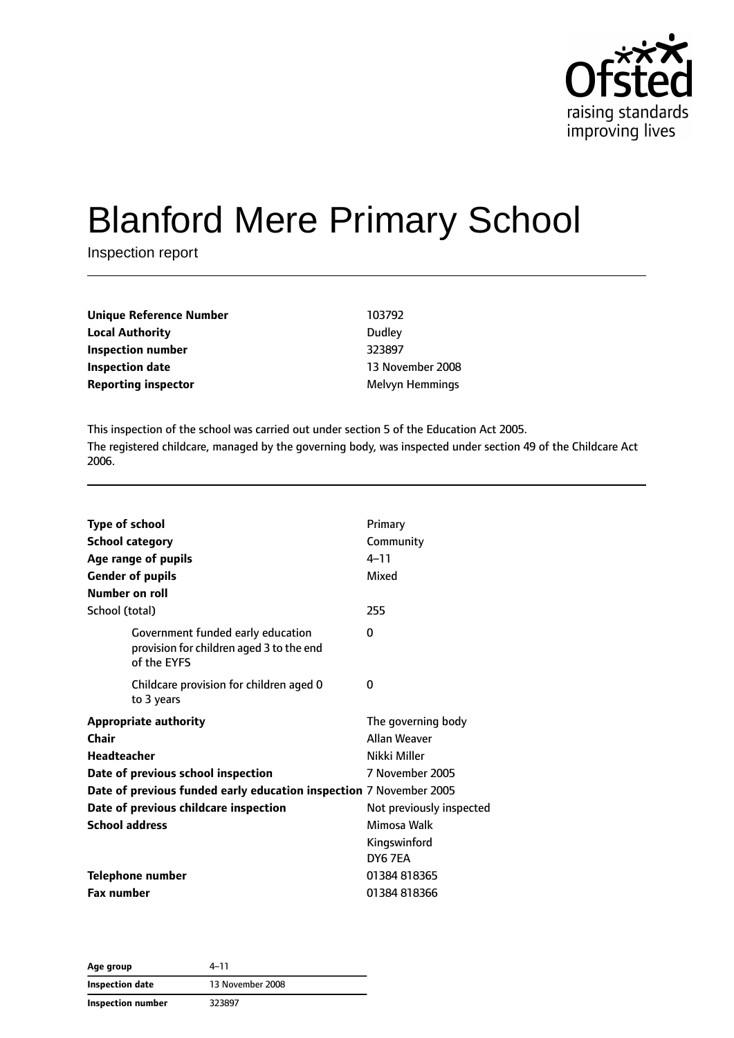# Blanford Mere Primary School

Inspection report

| | |
|---|---|
| **Unique Reference Number** | 103792 |
| **Local Authority** | Dudley |
| **Inspection number** | 323897 |
| **Inspection date** | 13 November 2008 |
| **Reporting inspector** | Melvyn Hemmings |

This inspection of the school was carried out under section 5 of the Education Act 2005.

The registered childcare, managed by the governing body, was inspected under section 49 of the Childcare Act 2006.

| | |
|---|---|
| **Type of school** | Primary |
| **School category** | Community |
| **Age range of pupils** | 4–11 |
| **Gender of pupils** | Mixed |
| **Number on roll** | |
| School (total) | 255 |
| Government funded early education provision for children aged 3 to the end of the EYFS | 0 |
| Childcare provision for children aged 0 to 3 years | 0 |
| **Appropriate authority** | The governing body |
| **Chair** | Allan Weaver |
| **Headteacher** | Nikki Miller |
| **Date of previous school inspection** | 7 November 2005 |
| **Date of previous funded early education inspection** | 7 November 2005 |
| **Date of previous childcare inspection** | Not previously inspected |
| **School address** | Mimosa Walk<br>Kingswinford<br>DY6 7EA |
| **Telephone number** | 01384 818365 |
| **Fax number** | 01384 818366 |

| | |
|---|---|
| **Age group** | 4–11 |
| **Inspection date** | 13 November 2008 |
| **Inspection number** | 323897 |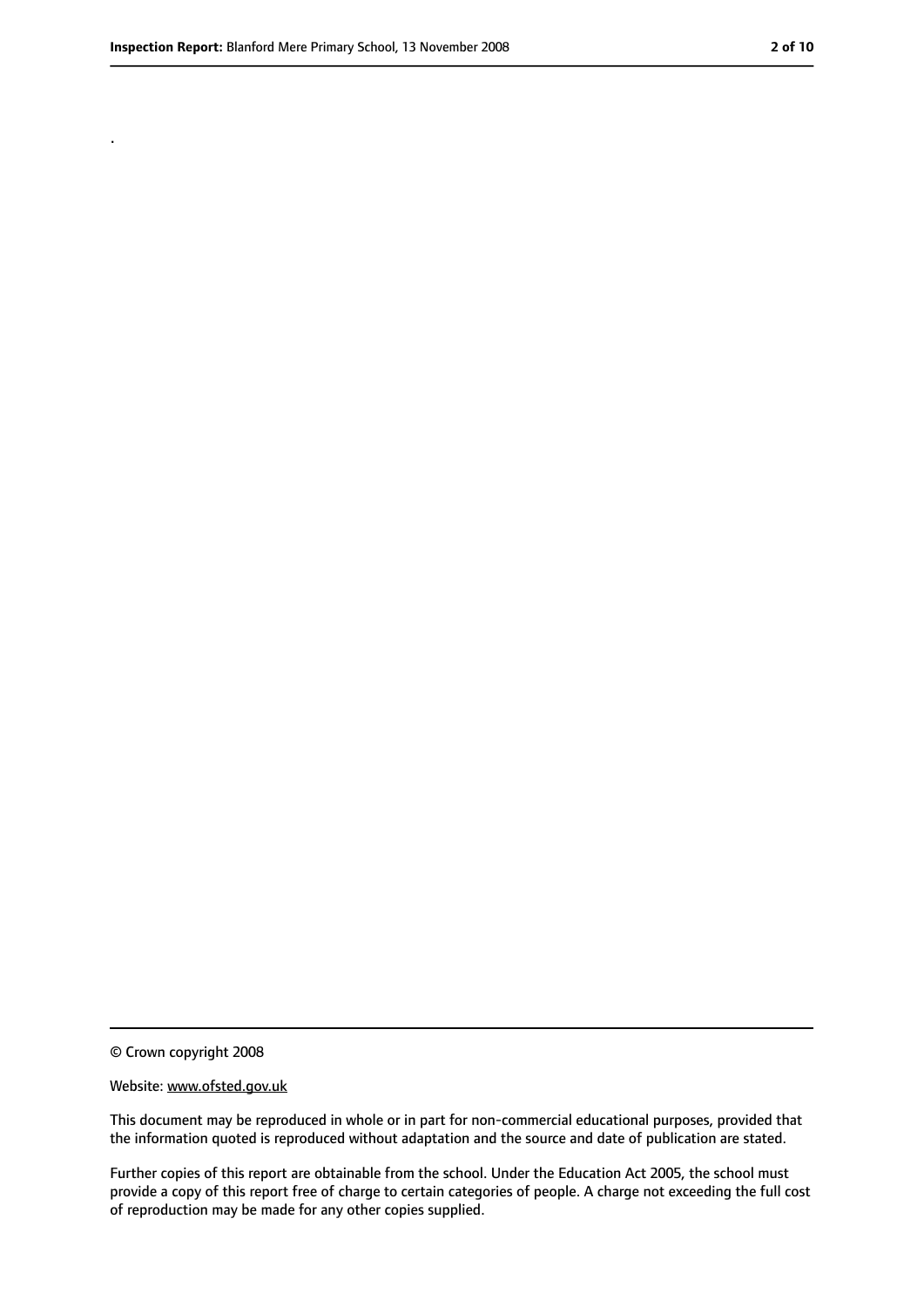.

© Crown copyright 2008

Website: www.ofsted.gov.uk

This document may be reproduced in whole or in part for non-commercial educational purposes, provided that the information quoted is reproduced without adaptation and the source and date of publication are stated.

Further copies of this report are obtainable from the school. Under the Education Act 2005, the school must provide a copy of this report free of charge to certain categories of people. A charge not exceeding the full cost of reproduction may be made for any other copies supplied.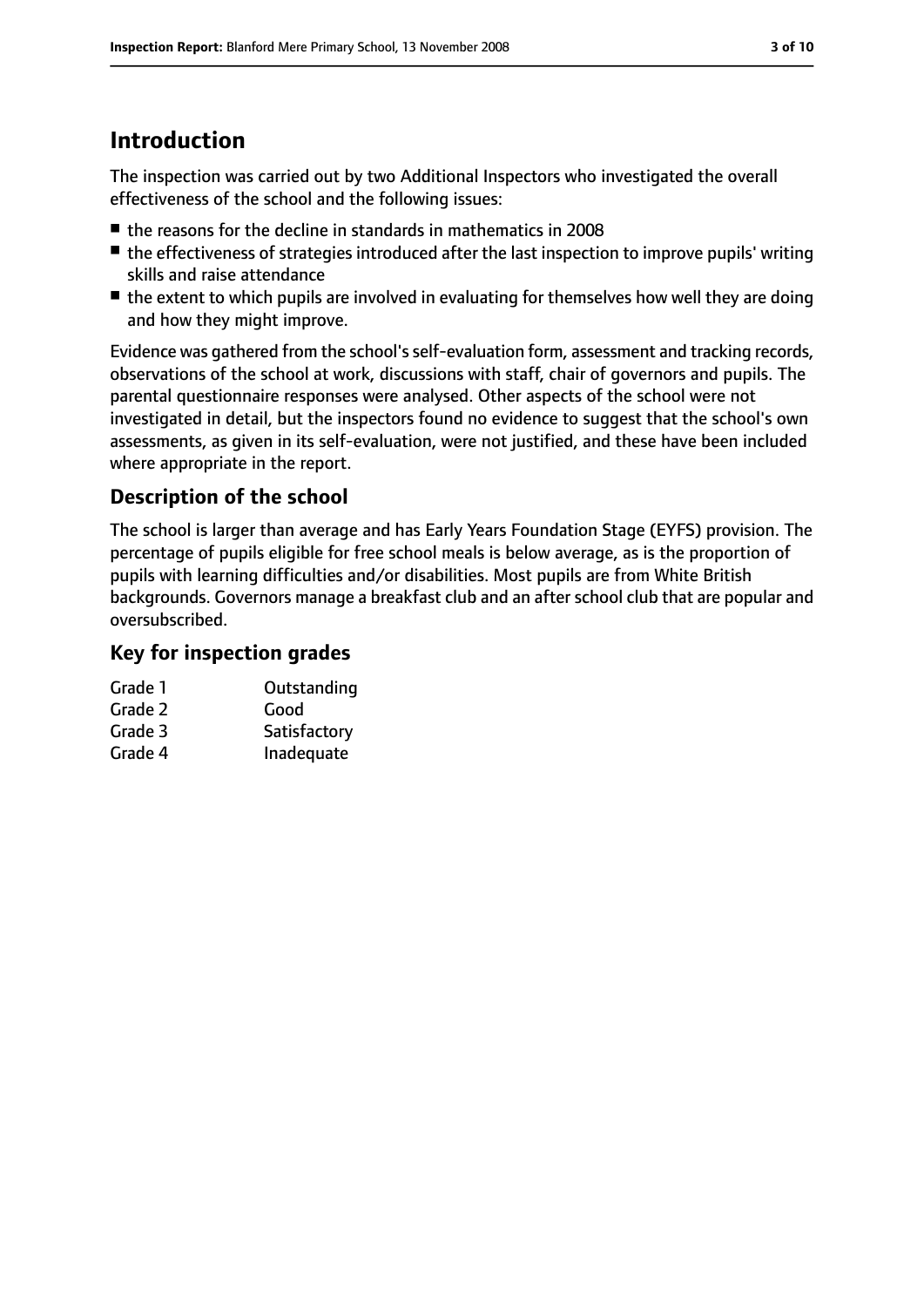# Introduction

The inspection was carried out by two Additional Inspectors who investigated the overall effectiveness of the school and the following issues:

- the reasons for the decline in standards in mathematics in 2008
- the effectiveness of strategies introduced after the last inspection to improve pupils' writing skills and raise attendance
- the extent to which pupils are involved in evaluating for themselves how well they are doing and how they might improve.

Evidence was gathered from the school's self-evaluation form, assessment and tracking records, observations of the school at work, discussions with staff, chair of governors and pupils. The parental questionnaire responses were analysed. Other aspects of the school were not investigated in detail, but the inspectors found no evidence to suggest that the school's own assessments, as given in its self-evaluation, were not justified, and these have been included where appropriate in the report.

## Description of the school

The school is larger than average and has Early Years Foundation Stage (EYFS) provision. The percentage of pupils eligible for free school meals is below average, as is the proportion of pupils with learning difficulties and/or disabilities. Most pupils are from White British backgrounds. Governors manage a breakfast club and an after school club that are popular and oversubscribed.

## Key for inspection grades

| | |
|---|---|
| Grade 1 | Outstanding |
| Grade 2 | Good |
| Grade 3 | Satisfactory |
| Grade 4 | Inadequate |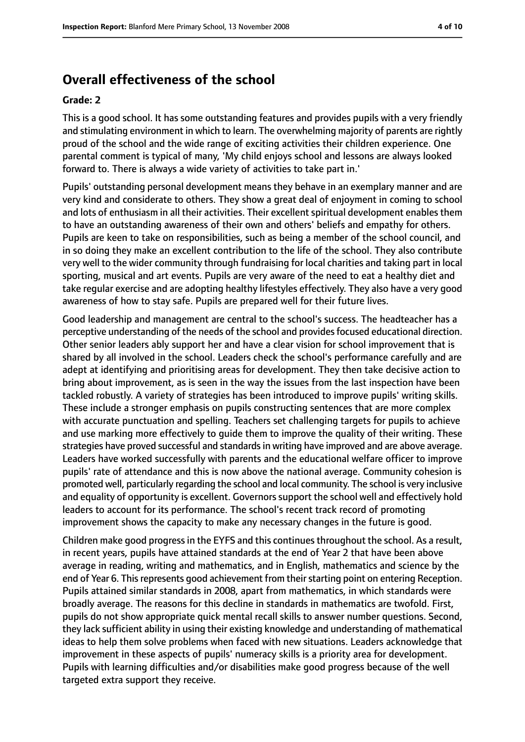## Overall effectiveness of the school

**Grade: 2**

This is a good school. It has some outstanding features and provides pupils with a very friendly and stimulating environment in which to learn. The overwhelming majority of parents are rightly proud of the school and the wide range of exciting activities their children experience. One parental comment is typical of many, 'My child enjoys school and lessons are always looked forward to. There is always a wide variety of activities to take part in.'

Pupils' outstanding personal development means they behave in an exemplary manner and are very kind and considerate to others. They show a great deal of enjoyment in coming to school and lots of enthusiasm in all their activities. Their excellent spiritual development enables them to have an outstanding awareness of their own and others' beliefs and empathy for others. Pupils are keen to take on responsibilities, such as being a member of the school council, and in so doing they make an excellent contribution to the life of the school. They also contribute very well to the wider community through fundraising for local charities and taking part in local sporting, musical and art events. Pupils are very aware of the need to eat a healthy diet and take regular exercise and are adopting healthy lifestyles effectively. They also have a very good awareness of how to stay safe. Pupils are prepared well for their future lives.

Good leadership and management are central to the school's success. The headteacher has a perceptive understanding of the needs of the school and provides focused educational direction. Other senior leaders ably support her and have a clear vision for school improvement that is shared by all involved in the school. Leaders check the school's performance carefully and are adept at identifying and prioritising areas for development. They then take decisive action to bring about improvement, as is seen in the way the issues from the last inspection have been tackled robustly. A variety of strategies has been introduced to improve pupils' writing skills. These include a stronger emphasis on pupils constructing sentences that are more complex with accurate punctuation and spelling. Teachers set challenging targets for pupils to achieve and use marking more effectively to guide them to improve the quality of their writing. These strategies have proved successful and standards in writing have improved and are above average. Leaders have worked successfully with parents and the educational welfare officer to improve pupils' rate of attendance and this is now above the national average. Community cohesion is promoted well, particularly regarding the school and local community. The school is very inclusive and equality of opportunity is excellent. Governors support the school well and effectively hold leaders to account for its performance. The school's recent track record of promoting improvement shows the capacity to make any necessary changes in the future is good.

Children make good progress in the EYFS and this continues throughout the school. As a result, in recent years, pupils have attained standards at the end of Year 2 that have been above average in reading, writing and mathematics, and in English, mathematics and science by the end of Year 6. This represents good achievement from their starting point on entering Reception. Pupils attained similar standards in 2008, apart from mathematics, in which standards were broadly average. The reasons for this decline in standards in mathematics are twofold. First, pupils do not show appropriate quick mental recall skills to answer number questions. Second, they lack sufficient ability in using their existing knowledge and understanding of mathematical ideas to help them solve problems when faced with new situations. Leaders acknowledge that improvement in these aspects of pupils' numeracy skills is a priority area for development. Pupils with learning difficulties and/or disabilities make good progress because of the well targeted extra support they receive.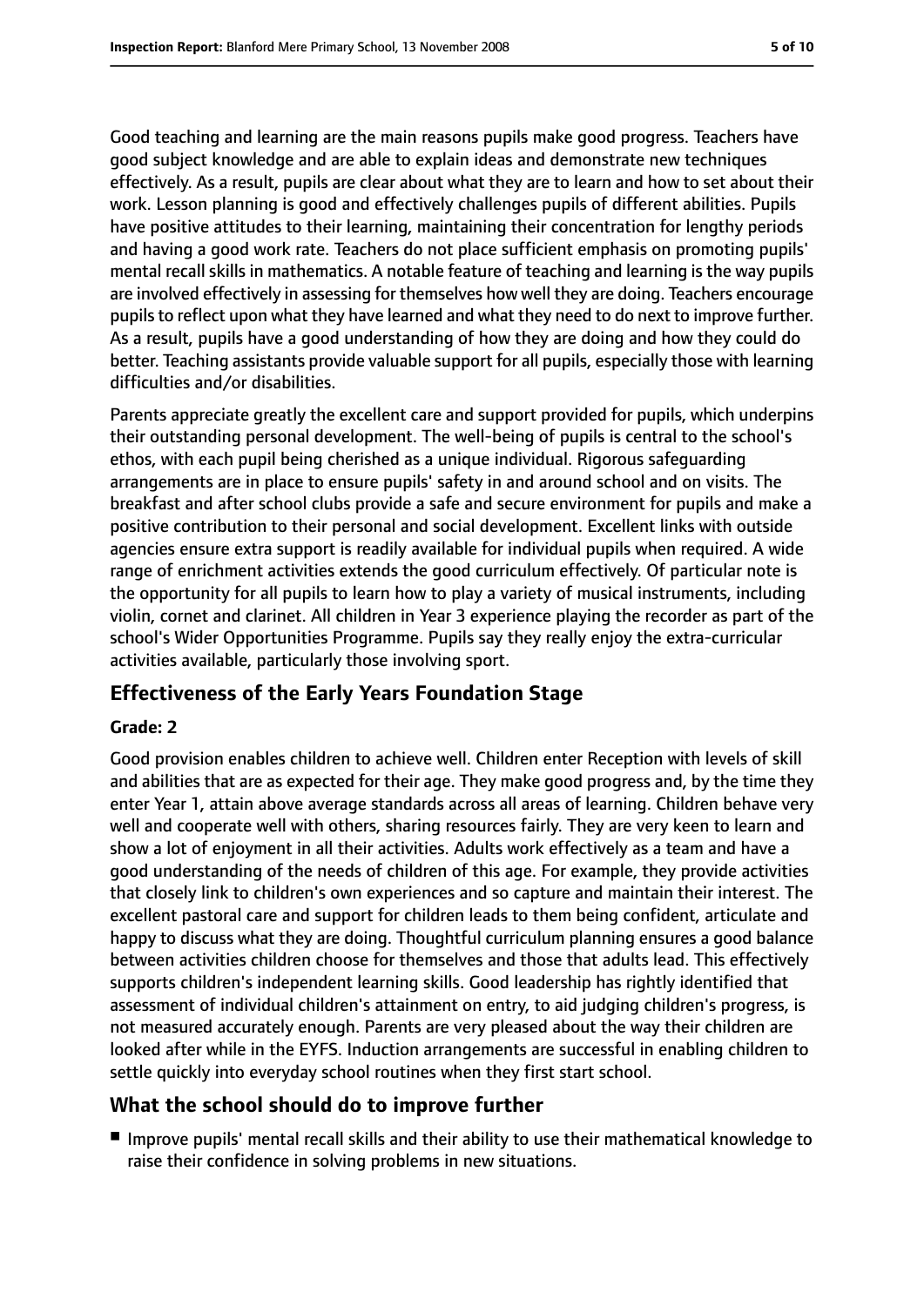Good teaching and learning are the main reasons pupils make good progress. Teachers have good subject knowledge and are able to explain ideas and demonstrate new techniques effectively. As a result, pupils are clear about what they are to learn and how to set about their work. Lesson planning is good and effectively challenges pupils of different abilities. Pupils have positive attitudes to their learning, maintaining their concentration for lengthy periods and having a good work rate. Teachers do not place sufficient emphasis on promoting pupils' mental recall skills in mathematics. A notable feature of teaching and learning is the way pupils are involved effectively in assessing for themselves how well they are doing. Teachers encourage pupils to reflect upon what they have learned and what they need to do next to improve further. As a result, pupils have a good understanding of how they are doing and how they could do better. Teaching assistants provide valuable support for all pupils, especially those with learning difficulties and/or disabilities.

Parents appreciate greatly the excellent care and support provided for pupils, which underpins their outstanding personal development. The well-being of pupils is central to the school's ethos, with each pupil being cherished as a unique individual. Rigorous safeguarding arrangements are in place to ensure pupils' safety in and around school and on visits. The breakfast and after school clubs provide a safe and secure environment for pupils and make a positive contribution to their personal and social development. Excellent links with outside agencies ensure extra support is readily available for individual pupils when required. A wide range of enrichment activities extends the good curriculum effectively. Of particular note is the opportunity for all pupils to learn how to play a variety of musical instruments, including violin, cornet and clarinet. All children in Year 3 experience playing the recorder as part of the school's Wider Opportunities Programme. Pupils say they really enjoy the extra-curricular activities available, particularly those involving sport.

## Effectiveness of the Early Years Foundation Stage

**Grade: 2**

Good provision enables children to achieve well. Children enter Reception with levels of skill and abilities that are as expected for their age. They make good progress and, by the time they enter Year 1, attain above average standards across all areas of learning. Children behave very well and cooperate well with others, sharing resources fairly. They are very keen to learn and show a lot of enjoyment in all their activities. Adults work effectively as a team and have a good understanding of the needs of children of this age. For example, they provide activities that closely link to children's own experiences and so capture and maintain their interest. The excellent pastoral care and support for children leads to them being confident, articulate and happy to discuss what they are doing. Thoughtful curriculum planning ensures a good balance between activities children choose for themselves and those that adults lead. This effectively supports children's independent learning skills. Good leadership has rightly identified that assessment of individual children's attainment on entry, to aid judging children's progress, is not measured accurately enough. Parents are very pleased about the way their children are looked after while in the EYFS. Induction arrangements are successful in enabling children to settle quickly into everyday school routines when they first start school.

## What the school should do to improve further

- Improve pupils' mental recall skills and their ability to use their mathematical knowledge to raise their confidence in solving problems in new situations.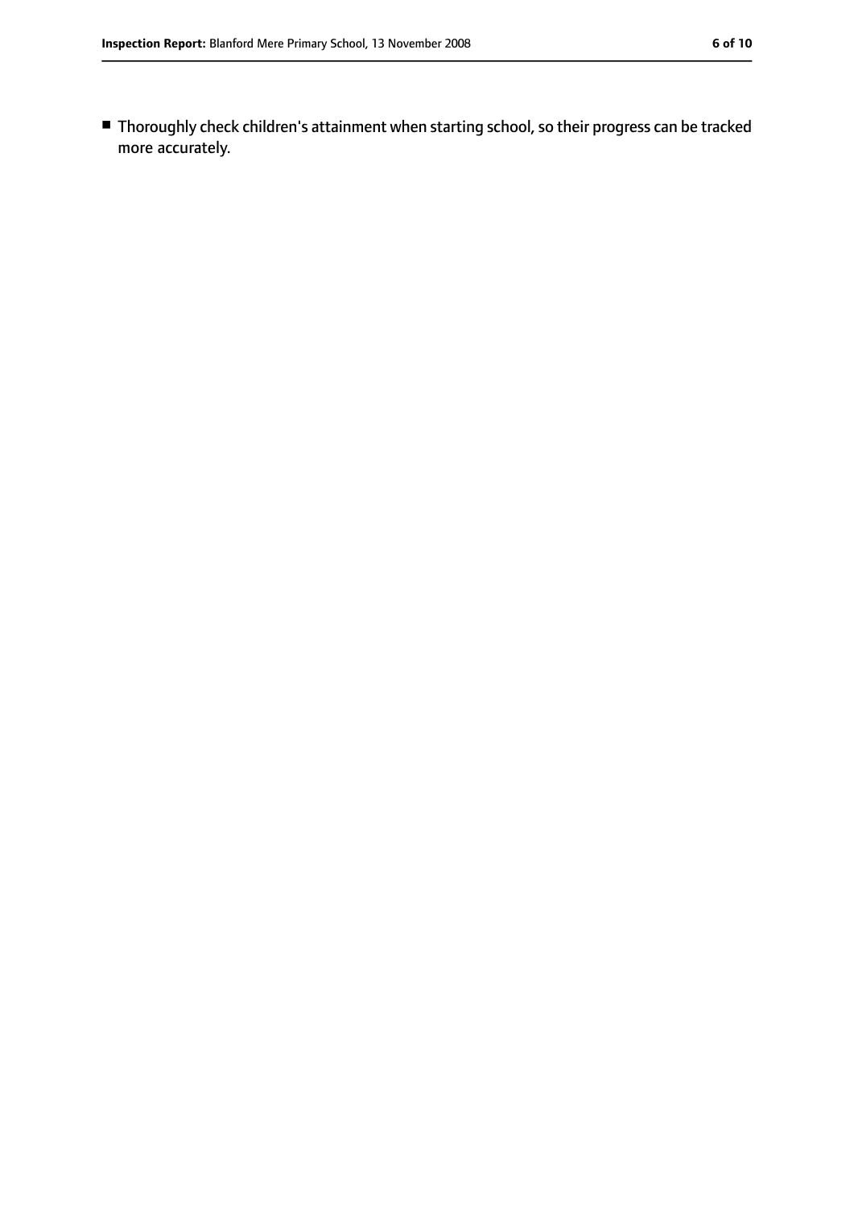- Thoroughly check children's attainment when starting school, so their progress can be tracked more accurately.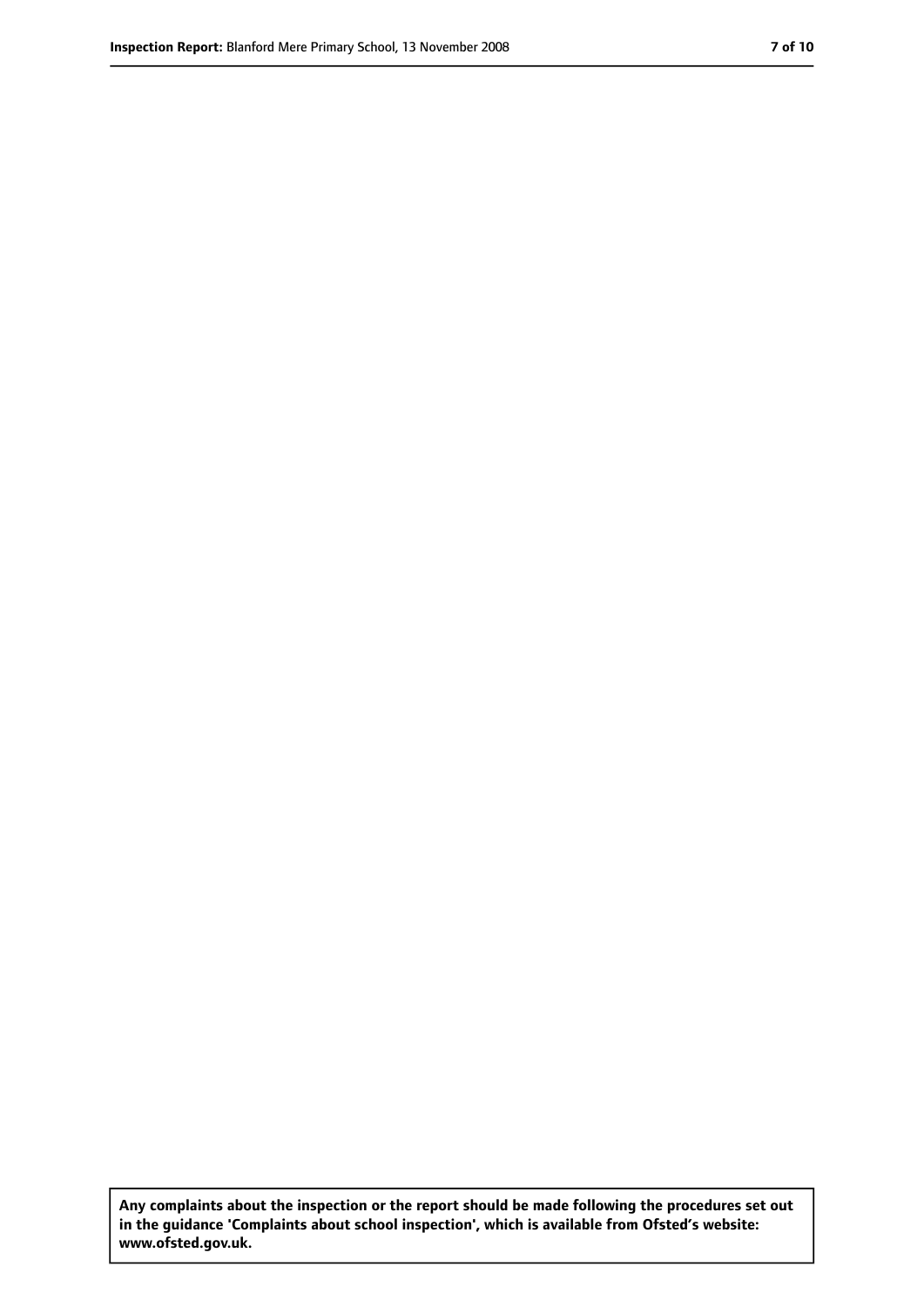**Any complaints about the inspection or the report should be made following the procedures set out in the guidance 'Complaints about school inspection', which is available from Ofsted's website: www.ofsted.gov.uk.**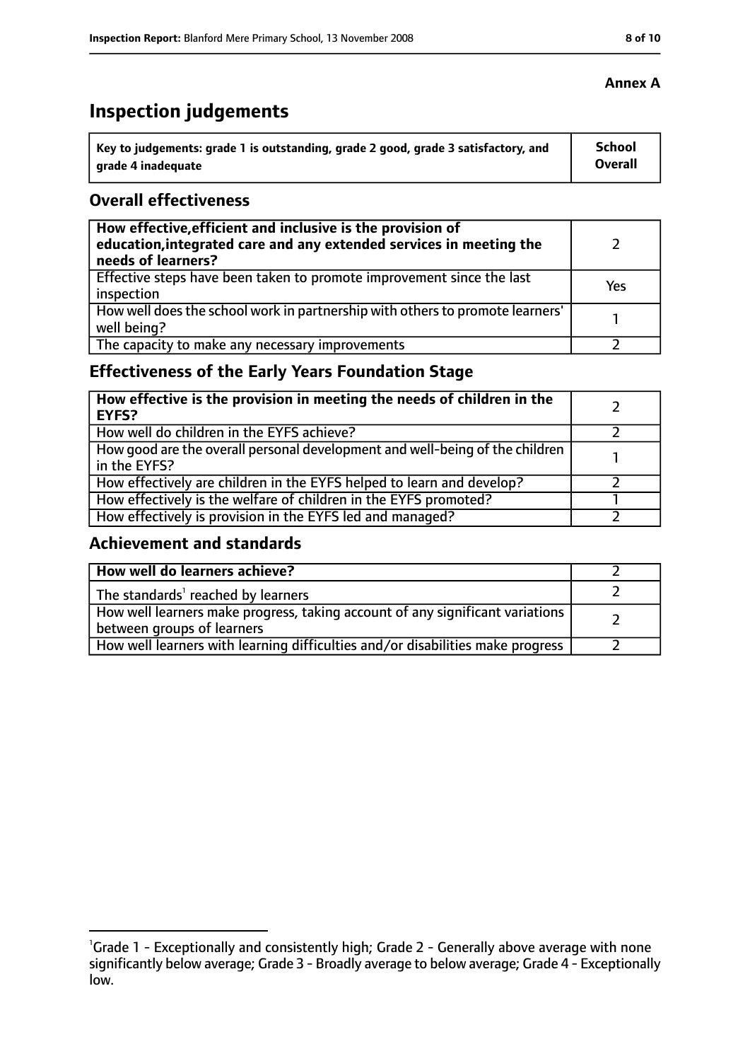**Annex A**

# Inspection judgements

| Key to judgements: grade 1 is outstanding, grade 2 good, grade 3 satisfactory, and grade 4 inadequate | School Overall |
|---|---|

## Overall effectiveness

| | |
|---|---|
| **How effective, efficient and inclusive is the provision of education, integrated care and any extended services in meeting the needs of learners?** | 2 |
| Effective steps have been taken to promote improvement since the last inspection | Yes |
| How well does the school work in partnership with others to promote learners' well being? | 1 |
| The capacity to make any necessary improvements | 2 |

## Effectiveness of the Early Years Foundation Stage

| | |
|---|---|
| **How effective is the provision in meeting the needs of children in the EYFS?** | 2 |
| How well do children in the EYFS achieve? | 2 |
| How good are the overall personal development and well-being of the children in the EYFS? | 1 |
| How effectively are children in the EYFS helped to learn and develop? | 2 |
| How effectively is the welfare of children in the EYFS promoted? | 1 |
| How effectively is provision in the EYFS led and managed? | 2 |

## Achievement and standards

| | |
|---|---|
| **How well do learners achieve?** | 2 |
| The standards[1] reached by learners | 2 |
| How well learners make progress, taking account of any significant variations between groups of learners | 2 |
| How well learners with learning difficulties and/or disabilities make progress | 2 |

[1]Grade 1 - Exceptionally and consistently high; Grade 2 - Generally above average with none significantly below average; Grade 3 - Broadly average to below average; Grade 4 - Exceptionally low.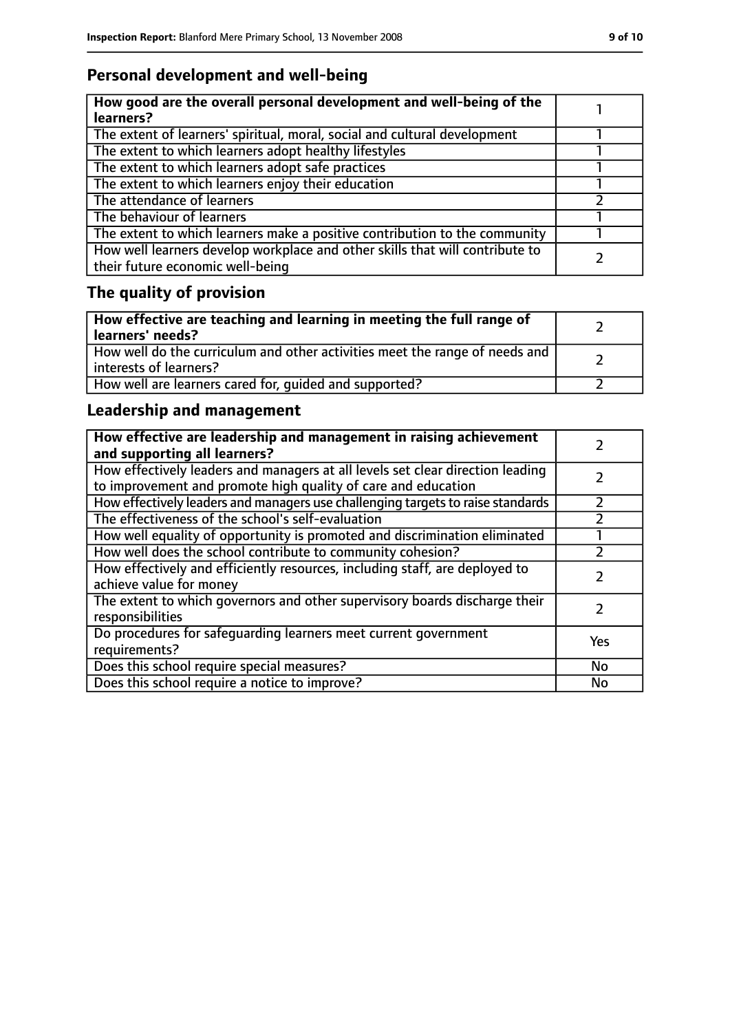## Personal development and well-being

| How good are the overall personal development and well-being of the learners? | 1 |
|---|---|
| The extent of learners' spiritual, moral, social and cultural development | 1 |
| The extent to which learners adopt healthy lifestyles | 1 |
| The extent to which learners adopt safe practices | 1 |
| The extent to which learners enjoy their education | 1 |
| The attendance of learners | 2 |
| The behaviour of learners | 1 |
| The extent to which learners make a positive contribution to the community | 1 |
| How well learners develop workplace and other skills that will contribute to their future economic well-being | 2 |

## The quality of provision

| How effective are teaching and learning in meeting the full range of learners' needs? | 2 |
|---|---|
| How well do the curriculum and other activities meet the range of needs and interests of learners? | 2 |
| How well are learners cared for, guided and supported? | 2 |

## Leadership and management

| How effective are leadership and management in raising achievement and supporting all learners? | 2 |
|---|---|
| How effectively leaders and managers at all levels set clear direction leading to improvement and promote high quality of care and education | 2 |
| How effectively leaders and managers use challenging targets to raise standards | 2 |
| The effectiveness of the school's self-evaluation | 2 |
| How well equality of opportunity is promoted and discrimination eliminated | 1 |
| How well does the school contribute to community cohesion? | 2 |
| How effectively and efficiently resources, including staff, are deployed to achieve value for money | 2 |
| The extent to which governors and other supervisory boards discharge their responsibilities | 2 |
| Do procedures for safeguarding learners meet current government requirements? | Yes |
| Does this school require special measures? | No |
| Does this school require a notice to improve? | No |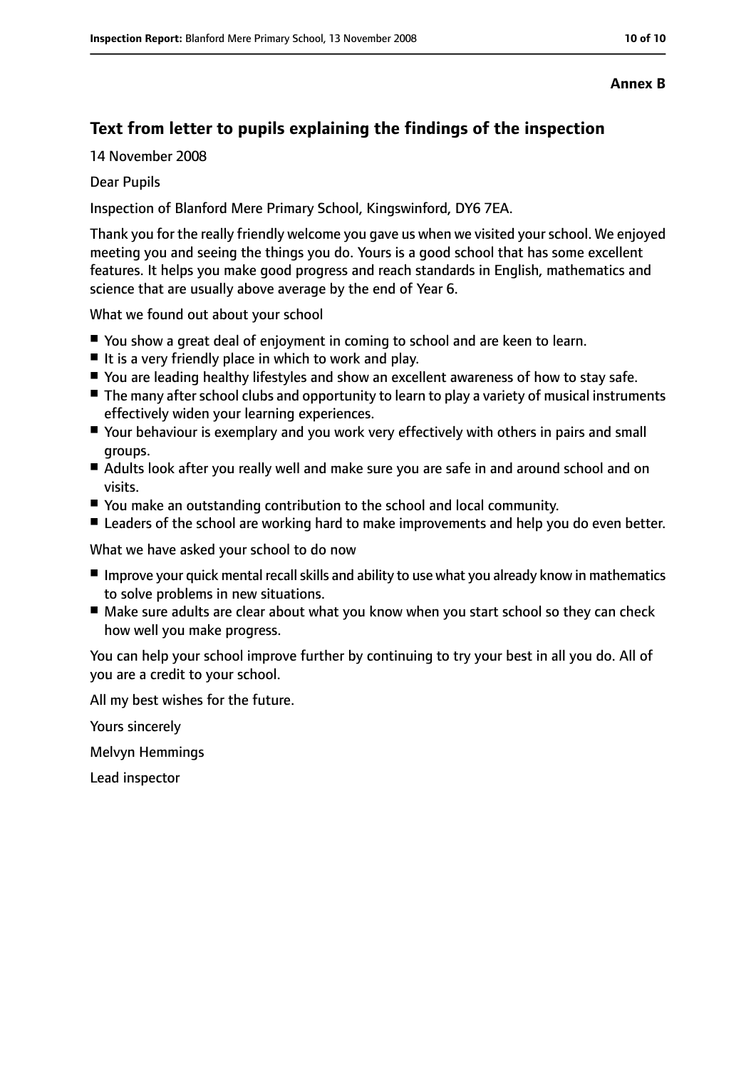**Annex B**

## Text from letter to pupils explaining the findings of the inspection

14 November 2008

Dear Pupils

Inspection of Blanford Mere Primary School, Kingswinford, DY6 7EA.

Thank you for the really friendly welcome you gave us when we visited your school. We enjoyed meeting you and seeing the things you do. Yours is a good school that has some excellent features. It helps you make good progress and reach standards in English, mathematics and science that are usually above average by the end of Year 6.

What we found out about your school

- You show a great deal of enjoyment in coming to school and are keen to learn.
- It is a very friendly place in which to work and play.
- You are leading healthy lifestyles and show an excellent awareness of how to stay safe.
- The many after school clubs and opportunity to learn to play a variety of musical instruments effectively widen your learning experiences.
- Your behaviour is exemplary and you work very effectively with others in pairs and small groups.
- Adults look after you really well and make sure you are safe in and around school and on visits.
- You make an outstanding contribution to the school and local community.
- Leaders of the school are working hard to make improvements and help you do even better.

What we have asked your school to do now

- Improve your quick mental recall skills and ability to use what you already know in mathematics to solve problems in new situations.
- Make sure adults are clear about what you know when you start school so they can check how well you make progress.

You can help your school improve further by continuing to try your best in all you do. All of you are a credit to your school.

All my best wishes for the future.

Yours sincerely

Melvyn Hemmings

Lead inspector